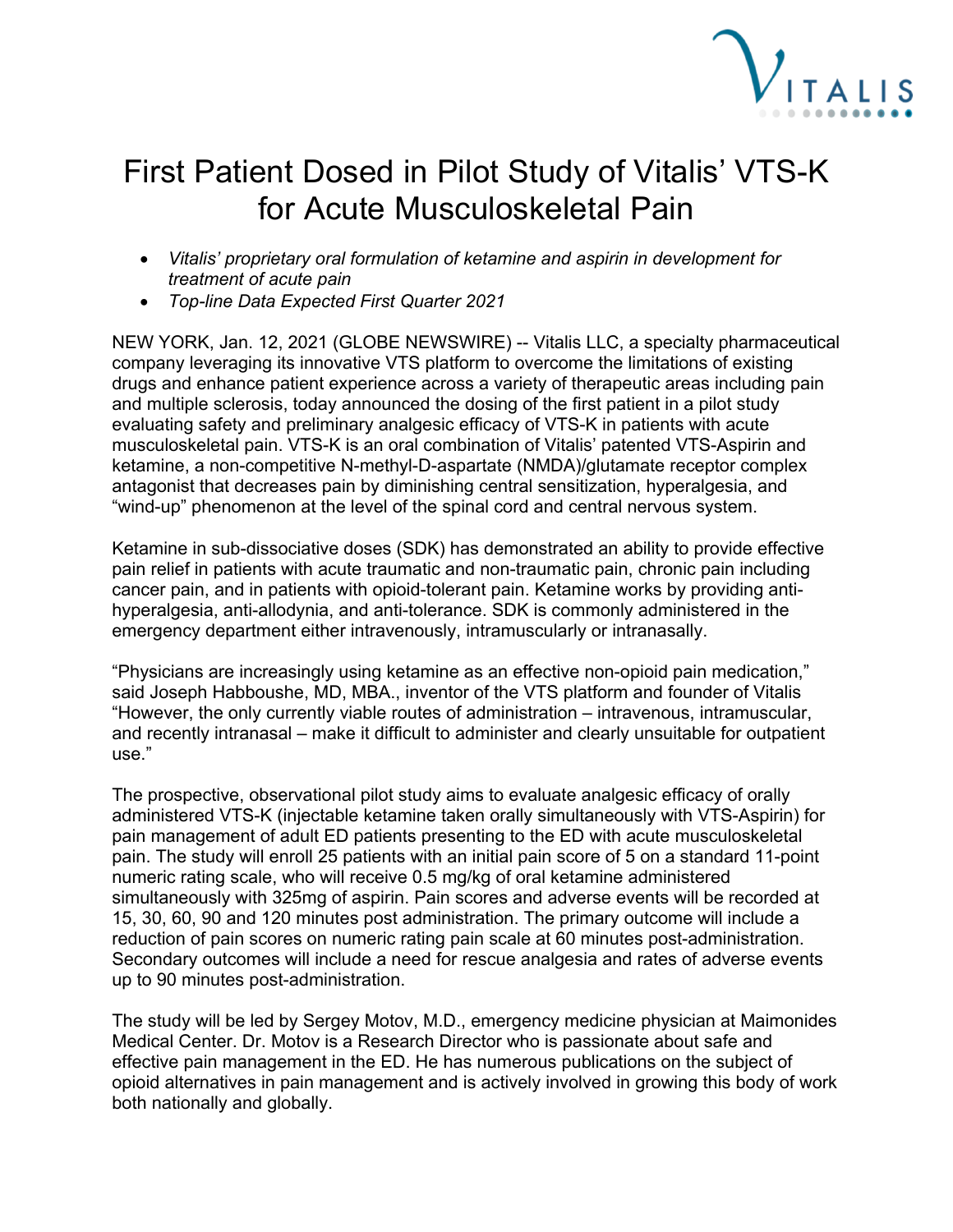# First Patient Dosed in Pilot Study of Vitalis' VTS-K for Acute Musculoskeletal Pain

- *Vitalis' proprietary oral formulation of ketamine and aspirin in development for treatment of acute pain*
- *Top-line Data Expected First Quarter 2021*

NEW YORK, Jan. 12, 2021 (GLOBE NEWSWIRE) -- Vitalis LLC, a specialty pharmaceutical company leveraging its innovative VTS platform to overcome the limitations of existing drugs and enhance patient experience across a variety of therapeutic areas including pain and multiple sclerosis, today announced the dosing of the first patient in a pilot study evaluating safety and preliminary analgesic efficacy of VTS-K in patients with acute musculoskeletal pain. VTS-K is an oral combination of Vitalis' patented VTS-Aspirin and ketamine, a non-competitive N-methyl-D-aspartate (NMDA)/glutamate receptor complex antagonist that decreases pain by diminishing central sensitization, hyperalgesia, and "wind-up" phenomenon at the level of the spinal cord and central nervous system.

Ketamine in sub-dissociative doses (SDK) has demonstrated an ability to provide effective pain relief in patients with acute traumatic and non-traumatic pain, chronic pain including cancer pain, and in patients with opioid-tolerant pain. Ketamine works by providing anti-hyperalgesia, anti-allodynia, and anti-tolerance. SDK is commonly administered in the emergency department either intravenously, intramuscularly or intranasally.

"Physicians are increasingly using ketamine as an effective non-opioid pain medication," said Joseph Habboushe, MD, MBA., inventor of the VTS platform and founder of Vitalis "However, the only currently viable routes of administration – intravenous, intramuscular, and recently intranasal – make it difficult to administer and clearly unsuitable for outpatient use."

The prospective, observational pilot study aims to evaluate analgesic efficacy of orally administered VTS-K (injectable ketamine taken orally simultaneously with VTS-Aspirin) for pain management of adult ED patients presenting to the ED with acute musculoskeletal pain. The study will enroll 25 patients with an initial pain score of 5 on a standard 11-point numeric rating scale, who will receive 0.5 mg/kg of oral ketamine administered simultaneously with 325mg of aspirin. Pain scores and adverse events will be recorded at 15, 30, 60, 90 and 120 minutes post administration. The primary outcome will include a reduction of pain scores on numeric rating pain scale at 60 minutes post-administration. Secondary outcomes will include a need for rescue analgesia and rates of adverse events up to 90 minutes post-administration.

The study will be led by Sergey Motov, M.D., emergency medicine physician at Maimonides Medical Center. Dr. Motov is a Research Director who is passionate about safe and effective pain management in the ED. He has numerous publications on the subject of opioid alternatives in pain management and is actively involved in growing this body of work both nationally and globally.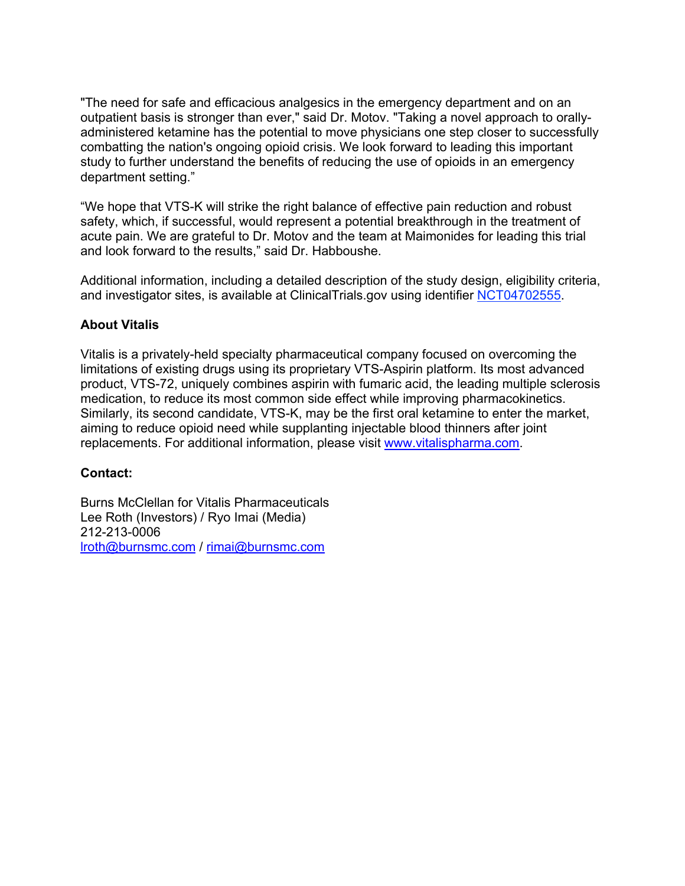"The need for safe and efficacious analgesics in the emergency department and on an outpatient basis is stronger than ever," said Dr. Motov. "Taking a novel approach to orally-administered ketamine has the potential to move physicians one step closer to successfully combatting the nation's ongoing opioid crisis. We look forward to leading this important study to further understand the benefits of reducing the use of opioids in an emergency department setting."

"We hope that VTS-K will strike the right balance of effective pain reduction and robust safety, which, if successful, would represent a potential breakthrough in the treatment of acute pain. We are grateful to Dr. Motov and the team at Maimonides for leading this trial and look forward to the results," said Dr. Habboushe.

Additional information, including a detailed description of the study design, eligibility criteria, and investigator sites, is available at ClinicalTrials.gov using identifier NCT04702555.

**About Vitalis**

Vitalis is a privately-held specialty pharmaceutical company focused on overcoming the limitations of existing drugs using its proprietary VTS-Aspirin platform. Its most advanced product, VTS-72, uniquely combines aspirin with fumaric acid, the leading multiple sclerosis medication, to reduce its most common side effect while improving pharmacokinetics. Similarly, its second candidate, VTS-K, may be the first oral ketamine to enter the market, aiming to reduce opioid need while supplanting injectable blood thinners after joint replacements. For additional information, please visit www.vitalispharma.com.

**Contact:**

Burns McClellan for Vitalis Pharmaceuticals
Lee Roth (Investors) / Ryo Imai (Media)
212-213-0006
lroth@burnsmc.com / rimai@burnsmc.com